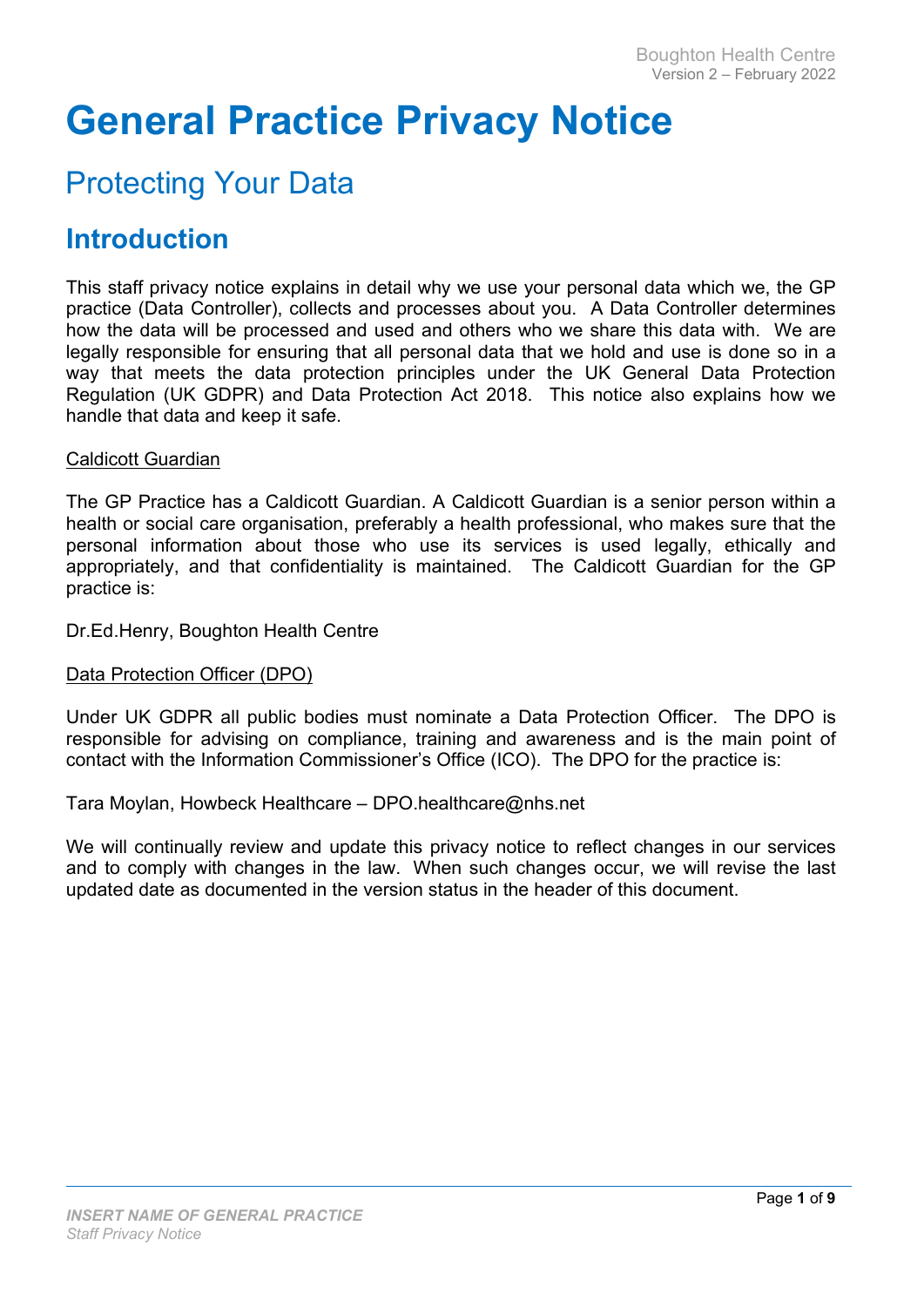# General Practice Privacy Notice

## Protecting Your Data

## Introduction

This staff privacy notice explains in detail why we use your personal data which we, the GP practice (Data Controller), collects and processes about you. A Data Controller determines how the data will be processed and used and others who we share this data with. We are legally responsible for ensuring that all personal data that we hold and use is done so in a way that meets the data protection principles under the UK General Data Protection Regulation (UK GDPR) and Data Protection Act 2018. This notice also explains how we handle that data and keep it safe.

Caldicott Guardian

The GP Practice has a Caldicott Guardian. A Caldicott Guardian is a senior person within a health or social care organisation, preferably a health professional, who makes sure that the personal information about those who use its services is used legally, ethically and appropriately, and that confidentiality is maintained. The Caldicott Guardian for the GP practice is:

Dr.Ed.Henry, Boughton Health Centre

Data Protection Officer (DPO)

Under UK GDPR all public bodies must nominate a Data Protection Officer. The DPO is responsible for advising on compliance, training and awareness and is the main point of contact with the Information Commissioner's Office (ICO). The DPO for the practice is:

Tara Moylan, Howbeck Healthcare – DPO.healthcare@nhs.net

We will continually review and update this privacy notice to reflect changes in our services and to comply with changes in the law. When such changes occur, we will revise the last updated date as documented in the version status in the header of this document.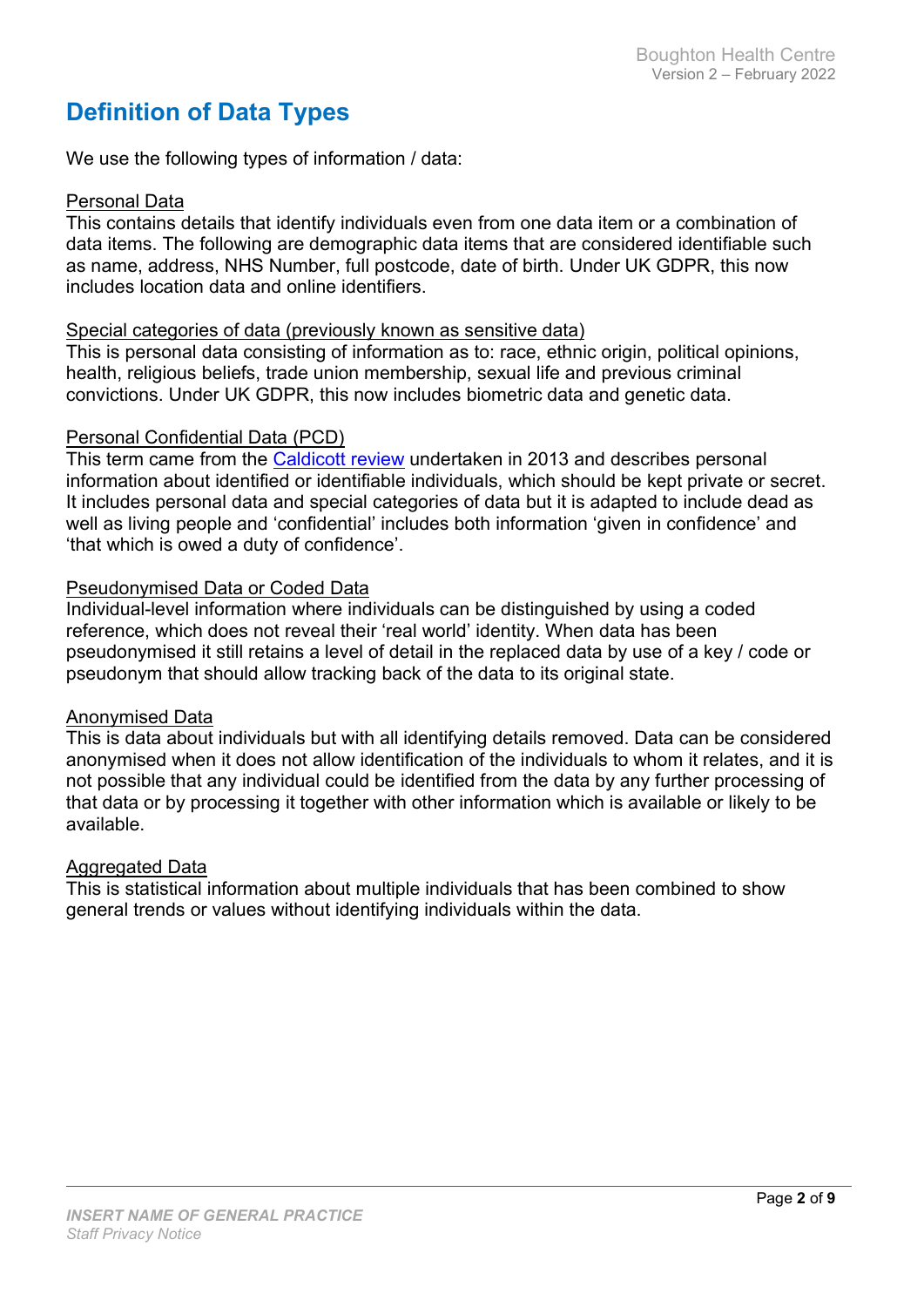# Definition of Data Types

We use the following types of information / data:

Personal Data

This contains details that identify individuals even from one data item or a combination of data items. The following are demographic data items that are considered identifiable such as name, address, NHS Number, full postcode, date of birth. Under UK GDPR, this now includes location data and online identifiers.

Special categories of data (previously known as sensitive data)

This is personal data consisting of information as to: race, ethnic origin, political opinions, health, religious beliefs, trade union membership, sexual life and previous criminal convictions. Under UK GDPR, this now includes biometric data and genetic data.

Personal Confidential Data (PCD)

This term came from the Caldicott review undertaken in 2013 and describes personal information about identified or identifiable individuals, which should be kept private or secret. It includes personal data and special categories of data but it is adapted to include dead as well as living people and 'confidential' includes both information 'given in confidence' and 'that which is owed a duty of confidence'.

Pseudonymised Data or Coded Data

Individual-level information where individuals can be distinguished by using a coded reference, which does not reveal their 'real world' identity. When data has been pseudonymised it still retains a level of detail in the replaced data by use of a key / code or pseudonym that should allow tracking back of the data to its original state.

Anonymised Data

This is data about individuals but with all identifying details removed. Data can be considered anonymised when it does not allow identification of the individuals to whom it relates, and it is not possible that any individual could be identified from the data by any further processing of that data or by processing it together with other information which is available or likely to be available.

Aggregated Data

This is statistical information about multiple individuals that has been combined to show general trends or values without identifying individuals within the data.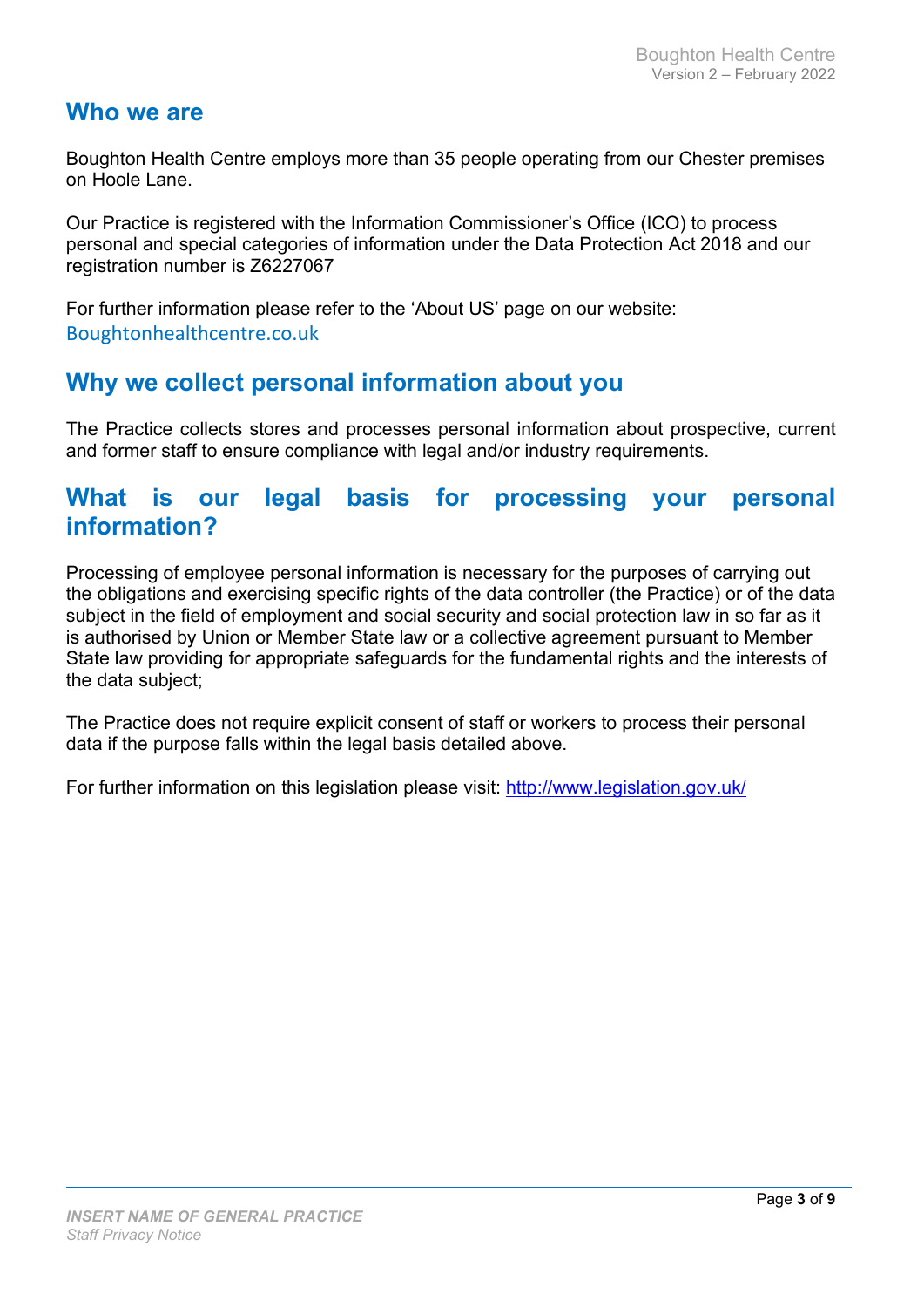## Who we are

Boughton Health Centre employs more than 35 people operating from our Chester premises on Hoole Lane.

Our Practice is registered with the Information Commissioner's Office (ICO) to process personal and special categories of information under the Data Protection Act 2018 and our registration number is Z6227067

For further information please refer to the 'About US' page on our website: Boughtonhealthcentre.co.uk

## Why we collect personal information about you

The Practice collects stores and processes personal information about prospective, current and former staff to ensure compliance with legal and/or industry requirements.

## What is our legal basis for processing your personal information?

Processing of employee personal information is necessary for the purposes of carrying out the obligations and exercising specific rights of the data controller (the Practice) or of the data subject in the field of employment and social security and social protection law in so far as it is authorised by Union or Member State law or a collective agreement pursuant to Member State law providing for appropriate safeguards for the fundamental rights and the interests of the data subject;

The Practice does not require explicit consent of staff or workers to process their personal data if the purpose falls within the legal basis detailed above.

For further information on this legislation please visit: http://www.legislation.gov.uk/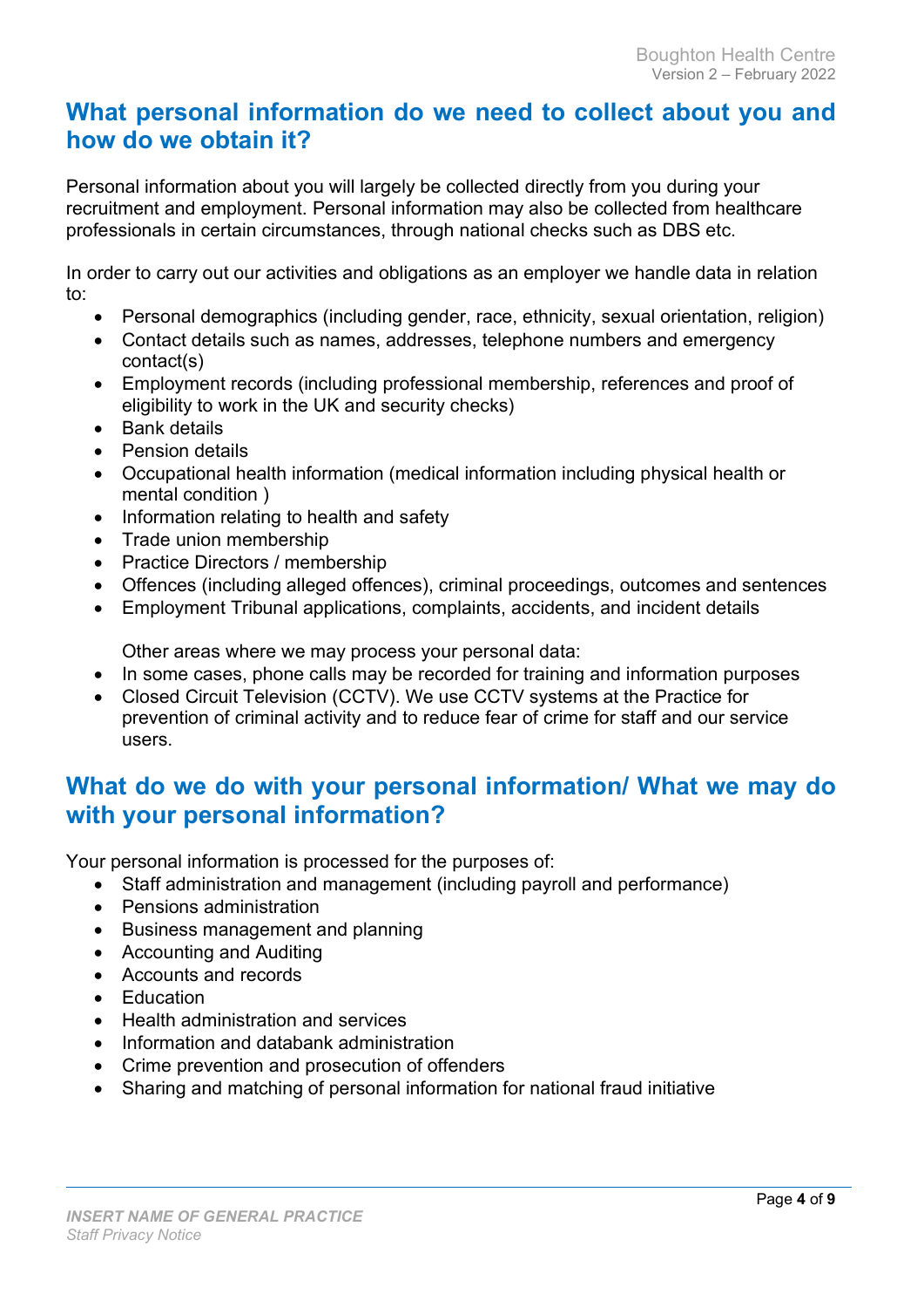## What personal information do we need to collect about you and how do we obtain it?

Personal information about you will largely be collected directly from you during your recruitment and employment. Personal information may also be collected from healthcare professionals in certain circumstances, through national checks such as DBS etc.

In order to carry out our activities and obligations as an employer we handle data in relation to:

- Personal demographics (including gender, race, ethnicity, sexual orientation, religion)
- Contact details such as names, addresses, telephone numbers and emergency contact(s)
- Employment records (including professional membership, references and proof of eligibility to work in the UK and security checks)
- Bank details
- Pension details
- Occupational health information (medical information including physical health or mental condition )
- Information relating to health and safety
- Trade union membership
- Practice Directors / membership
- Offences (including alleged offences), criminal proceedings, outcomes and sentences
- Employment Tribunal applications, complaints, accidents, and incident details

Other areas where we may process your personal data:

- In some cases, phone calls may be recorded for training and information purposes
- Closed Circuit Television (CCTV). We use CCTV systems at the Practice for prevention of criminal activity and to reduce fear of crime for staff and our service users.

## What do we do with your personal information/ What we may do with your personal information?

Your personal information is processed for the purposes of:

- Staff administration and management (including payroll and performance)
- Pensions administration
- Business management and planning
- Accounting and Auditing
- Accounts and records
- Education
- Health administration and services
- Information and databank administration
- Crime prevention and prosecution of offenders
- Sharing and matching of personal information for national fraud initiative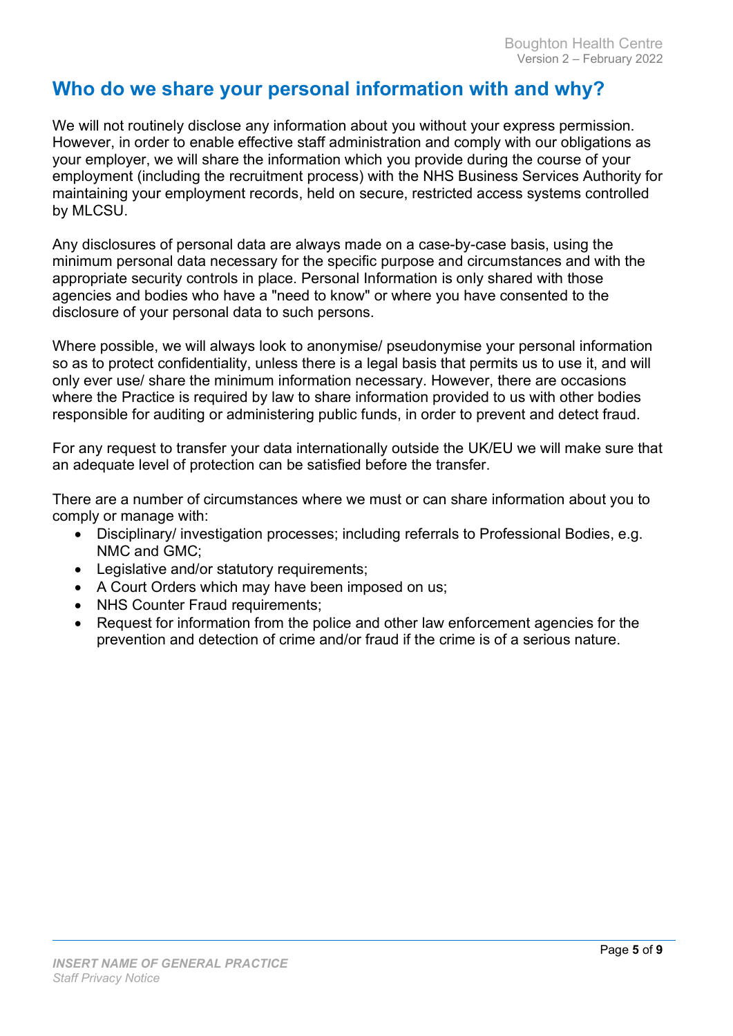## Who do we share your personal information with and why?

We will not routinely disclose any information about you without your express permission. However, in order to enable effective staff administration and comply with our obligations as your employer, we will share the information which you provide during the course of your employment (including the recruitment process) with the NHS Business Services Authority for maintaining your employment records, held on secure, restricted access systems controlled by MLCSU.

Any disclosures of personal data are always made on a case-by-case basis, using the minimum personal data necessary for the specific purpose and circumstances and with the appropriate security controls in place. Personal Information is only shared with those agencies and bodies who have a "need to know" or where you have consented to the disclosure of your personal data to such persons.

Where possible, we will always look to anonymise/ pseudonymise your personal information so as to protect confidentiality, unless there is a legal basis that permits us to use it, and will only ever use/ share the minimum information necessary. However, there are occasions where the Practice is required by law to share information provided to us with other bodies responsible for auditing or administering public funds, in order to prevent and detect fraud.

For any request to transfer your data internationally outside the UK/EU we will make sure that an adequate level of protection can be satisfied before the transfer.

There are a number of circumstances where we must or can share information about you to comply or manage with:

- Disciplinary/ investigation processes; including referrals to Professional Bodies, e.g. NMC and GMC;
- Legislative and/or statutory requirements;
- A Court Orders which may have been imposed on us;
- NHS Counter Fraud requirements;
- Request for information from the police and other law enforcement agencies for the prevention and detection of crime and/or fraud if the crime is of a serious nature.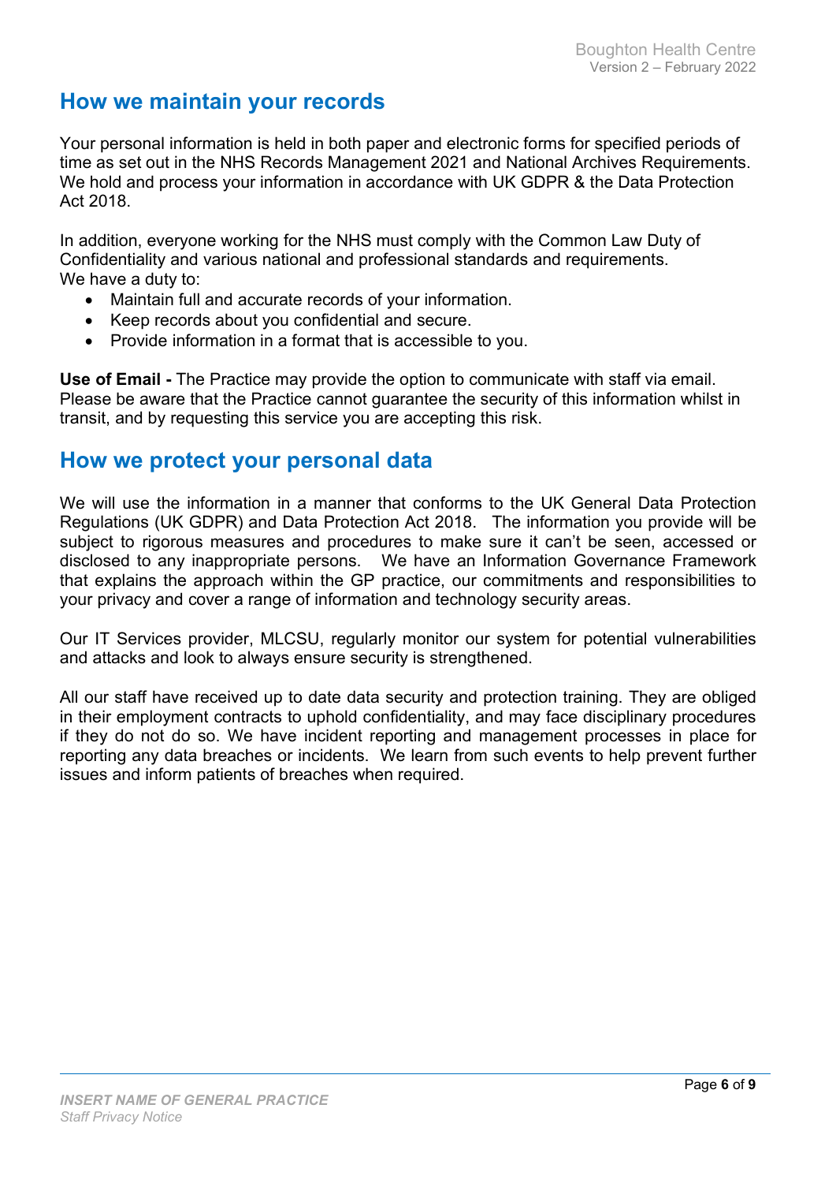## How we maintain your records

Your personal information is held in both paper and electronic forms for specified periods of time as set out in the NHS Records Management 2021 and National Archives Requirements. We hold and process your information in accordance with UK GDPR & the Data Protection Act 2018.

In addition, everyone working for the NHS must comply with the Common Law Duty of Confidentiality and various national and professional standards and requirements.
We have a duty to:

- Maintain full and accurate records of your information.
- Keep records about you confidential and secure.
- Provide information in a format that is accessible to you.

**Use of Email -** The Practice may provide the option to communicate with staff via email. Please be aware that the Practice cannot guarantee the security of this information whilst in transit, and by requesting this service you are accepting this risk.

## How we protect your personal data

We will use the information in a manner that conforms to the UK General Data Protection Regulations (UK GDPR) and Data Protection Act 2018. The information you provide will be subject to rigorous measures and procedures to make sure it can't be seen, accessed or disclosed to any inappropriate persons. We have an Information Governance Framework that explains the approach within the GP practice, our commitments and responsibilities to your privacy and cover a range of information and technology security areas.

Our IT Services provider, MLCSU, regularly monitor our system for potential vulnerabilities and attacks and look to always ensure security is strengthened.

All our staff have received up to date data security and protection training. They are obliged in their employment contracts to uphold confidentiality, and may face disciplinary procedures if they do not do so. We have incident reporting and management processes in place for reporting any data breaches or incidents. We learn from such events to help prevent further issues and inform patients of breaches when required.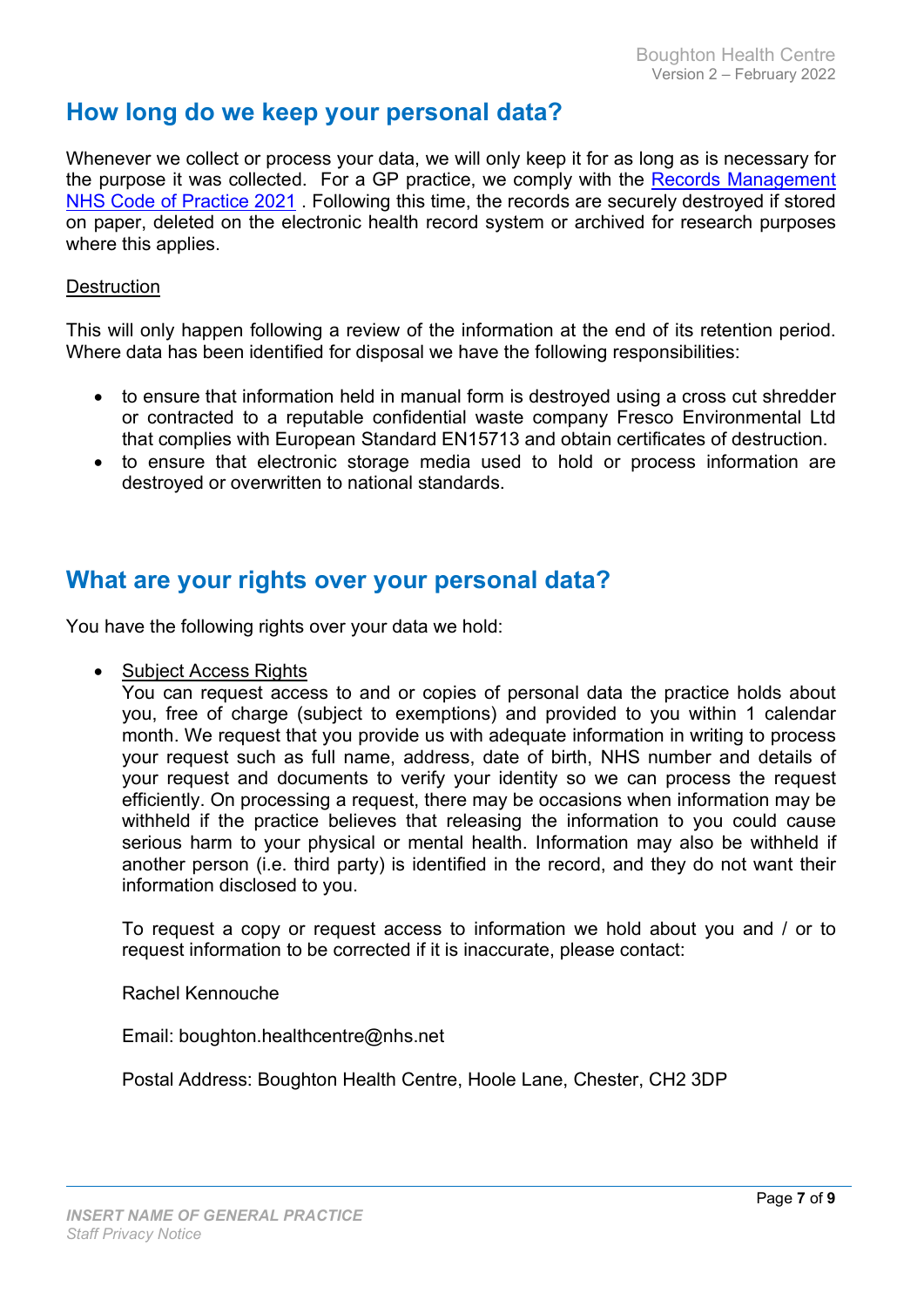## How long do we keep your personal data?

Whenever we collect or process your data, we will only keep it for as long as is necessary for the purpose it was collected. For a GP practice, we comply with the [Records Management NHS Code of Practice 2021](#) . Following this time, the records are securely destroyed if stored on paper, deleted on the electronic health record system or archived for research purposes where this applies.

Destruction

This will only happen following a review of the information at the end of its retention period. Where data has been identified for disposal we have the following responsibilities:

- to ensure that information held in manual form is destroyed using a cross cut shredder or contracted to a reputable confidential waste company Fresco Environmental Ltd that complies with European Standard EN15713 and obtain certificates of destruction.
- to ensure that electronic storage media used to hold or process information are destroyed or overwritten to national standards.

## What are your rights over your personal data?

You have the following rights over your data we hold:

- Subject Access Rights

  You can request access to and or copies of personal data the practice holds about you, free of charge (subject to exemptions) and provided to you within 1 calendar month. We request that you provide us with adequate information in writing to process your request such as full name, address, date of birth, NHS number and details of your request and documents to verify your identity so we can process the request efficiently. On processing a request, there may be occasions when information may be withheld if the practice believes that releasing the information to you could cause serious harm to your physical or mental health. Information may also be withheld if another person (i.e. third party) is identified in the record, and they do not want their information disclosed to you.

  To request a copy or request access to information we hold about you and / or to request information to be corrected if it is inaccurate, please contact:

  Rachel Kennouche

  Email: boughton.healthcentre@nhs.net

  Postal Address: Boughton Health Centre, Hoole Lane, Chester, CH2 3DP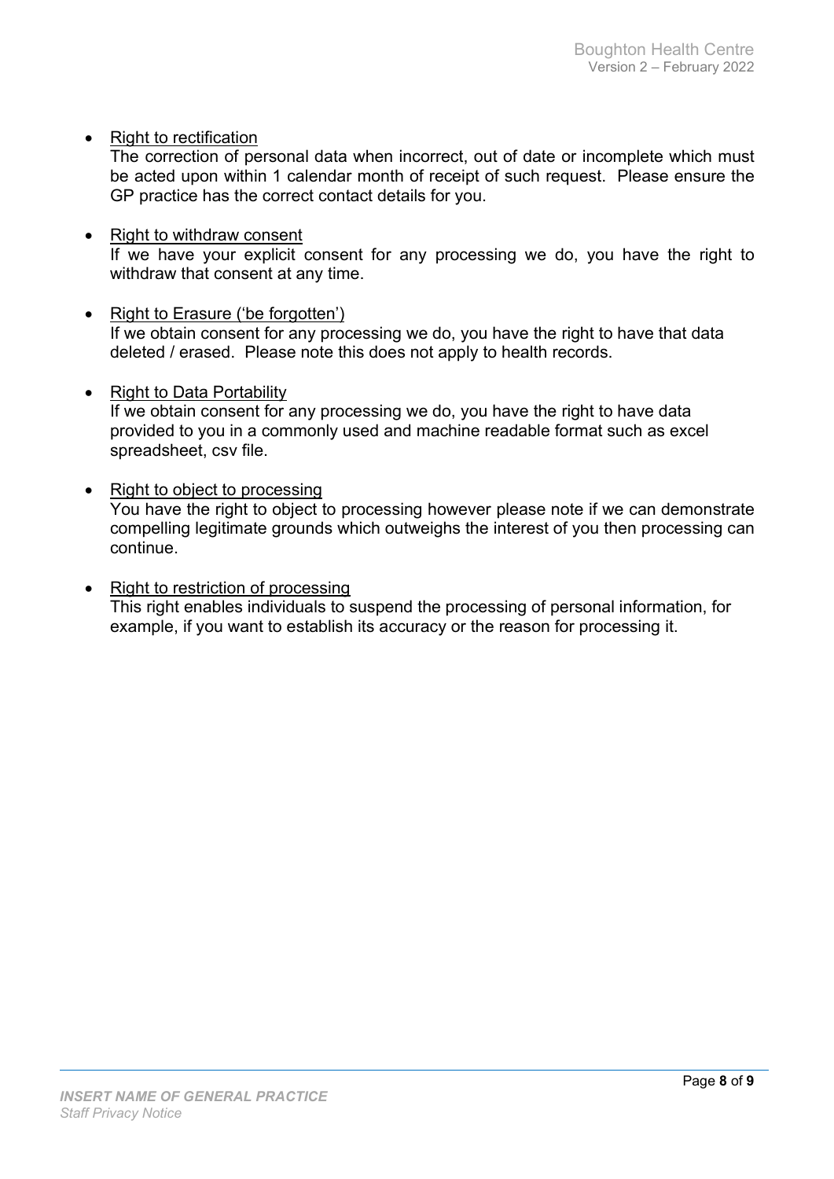- Right to rectification
  The correction of personal data when incorrect, out of date or incomplete which must be acted upon within 1 calendar month of receipt of such request. Please ensure the GP practice has the correct contact details for you.

- Right to withdraw consent
  If we have your explicit consent for any processing we do, you have the right to withdraw that consent at any time.

- Right to Erasure ('be forgotten')
  If we obtain consent for any processing we do, you have the right to have that data deleted / erased. Please note this does not apply to health records.

- Right to Data Portability
  If we obtain consent for any processing we do, you have the right to have data provided to you in a commonly used and machine readable format such as excel spreadsheet, csv file.

- Right to object to processing
  You have the right to object to processing however please note if we can demonstrate compelling legitimate grounds which outweighs the interest of you then processing can continue.

- Right to restriction of processing
  This right enables individuals to suspend the processing of personal information, for example, if you want to establish its accuracy or the reason for processing it.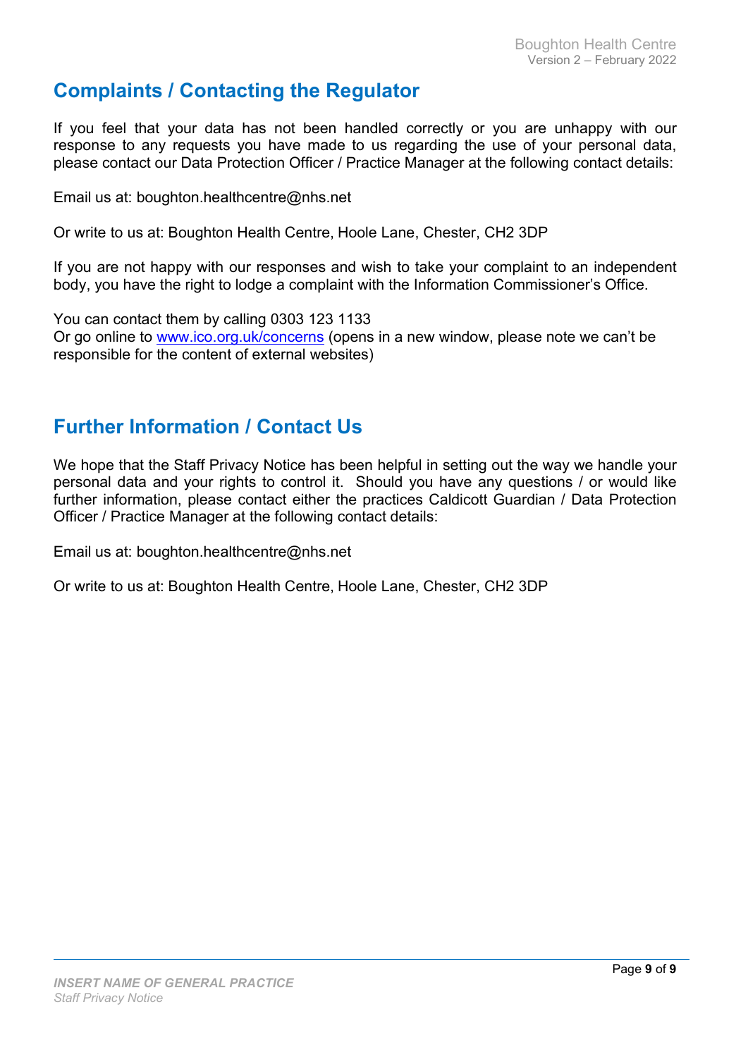## Complaints / Contacting the Regulator

If you feel that your data has not been handled correctly or you are unhappy with our response to any requests you have made to us regarding the use of your personal data, please contact our Data Protection Officer / Practice Manager at the following contact details:

Email us at: boughton.healthcentre@nhs.net

Or write to us at: Boughton Health Centre, Hoole Lane, Chester, CH2 3DP

If you are not happy with our responses and wish to take your complaint to an independent body, you have the right to lodge a complaint with the Information Commissioner's Office.

You can contact them by calling 0303 123 1133
Or go online to www.ico.org.uk/concerns (opens in a new window, please note we can't be responsible for the content of external websites)

## Further Information / Contact Us

We hope that the Staff Privacy Notice has been helpful in setting out the way we handle your personal data and your rights to control it. Should you have any questions / or would like further information, please contact either the practices Caldicott Guardian / Data Protection Officer / Practice Manager at the following contact details:

Email us at: boughton.healthcentre@nhs.net

Or write to us at: Boughton Health Centre, Hoole Lane, Chester, CH2 3DP